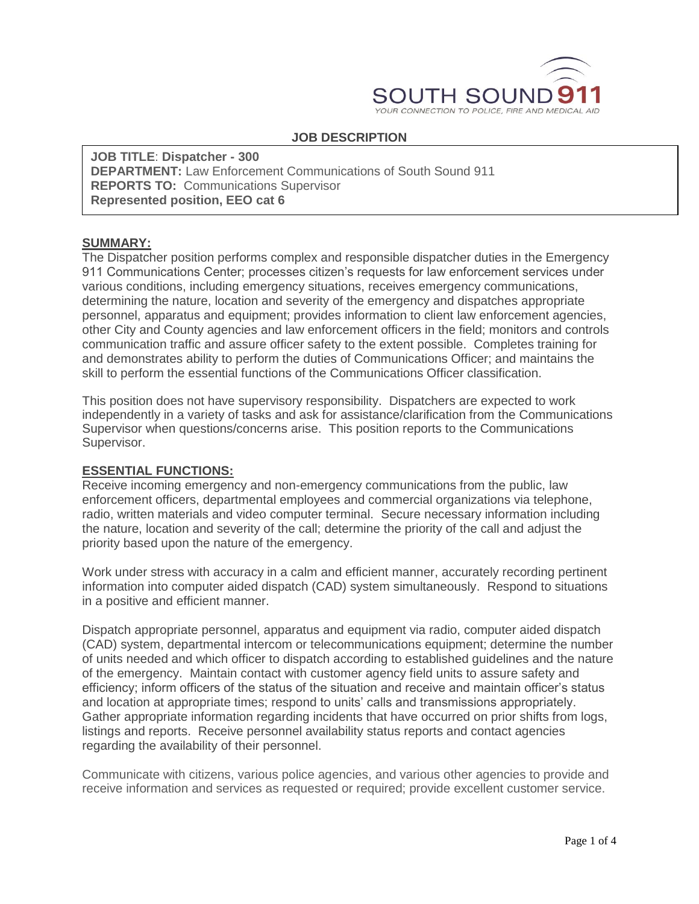SOUTH SOUND 911

YOUR CONNECTION TO POLICE, FIRE AND MEDICAL AID

# JOB DESCRIPTION

**JOB TITLE**: **Dispatcher - 300**
**DEPARTMENT:** Law Enforcement Communications of South Sound 911
**REPORTS TO:** Communications Supervisor
**Represented position, EEO cat 6**

## SUMMARY:

The Dispatcher position performs complex and responsible dispatcher duties in the Emergency 911 Communications Center; processes citizen's requests for law enforcement services under various conditions, including emergency situations, receives emergency communications, determining the nature, location and severity of the emergency and dispatches appropriate personnel, apparatus and equipment; provides information to client law enforcement agencies, other City and County agencies and law enforcement officers in the field; monitors and controls communication traffic and assure officer safety to the extent possible. Completes training for and demonstrates ability to perform the duties of Communications Officer; and maintains the skill to perform the essential functions of the Communications Officer classification.

This position does not have supervisory responsibility. Dispatchers are expected to work independently in a variety of tasks and ask for assistance/clarification from the Communications Supervisor when questions/concerns arise. This position reports to the Communications Supervisor.

## ESSENTIAL FUNCTIONS:

Receive incoming emergency and non-emergency communications from the public, law enforcement officers, departmental employees and commercial organizations via telephone, radio, written materials and video computer terminal. Secure necessary information including the nature, location and severity of the call; determine the priority of the call and adjust the priority based upon the nature of the emergency.

Work under stress with accuracy in a calm and efficient manner, accurately recording pertinent information into computer aided dispatch (CAD) system simultaneously. Respond to situations in a positive and efficient manner.

Dispatch appropriate personnel, apparatus and equipment via radio, computer aided dispatch (CAD) system, departmental intercom or telecommunications equipment; determine the number of units needed and which officer to dispatch according to established guidelines and the nature of the emergency. Maintain contact with customer agency field units to assure safety and efficiency; inform officers of the status of the situation and receive and maintain officer's status and location at appropriate times; respond to units' calls and transmissions appropriately. Gather appropriate information regarding incidents that have occurred on prior shifts from logs, listings and reports. Receive personnel availability status reports and contact agencies regarding the availability of their personnel.

Communicate with citizens, various police agencies, and various other agencies to provide and receive information and services as requested or required; provide excellent customer service.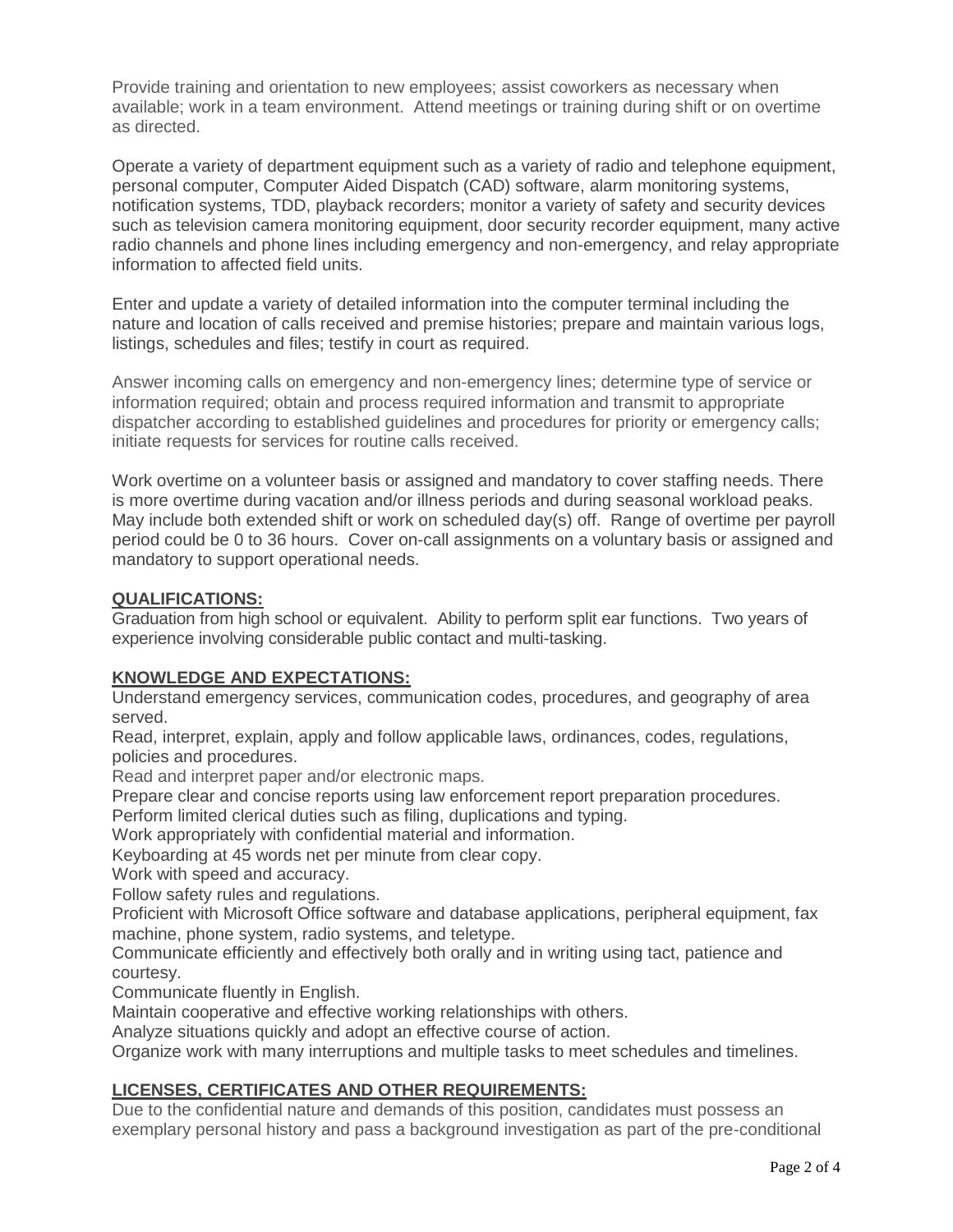Provide training and orientation to new employees; assist coworkers as necessary when available; work in a team environment. Attend meetings or training during shift or on overtime as directed.

Operate a variety of department equipment such as a variety of radio and telephone equipment, personal computer, Computer Aided Dispatch (CAD) software, alarm monitoring systems, notification systems, TDD, playback recorders; monitor a variety of safety and security devices such as television camera monitoring equipment, door security recorder equipment, many active radio channels and phone lines including emergency and non-emergency, and relay appropriate information to affected field units.

Enter and update a variety of detailed information into the computer terminal including the nature and location of calls received and premise histories; prepare and maintain various logs, listings, schedules and files; testify in court as required.

Answer incoming calls on emergency and non-emergency lines; determine type of service or information required; obtain and process required information and transmit to appropriate dispatcher according to established guidelines and procedures for priority or emergency calls; initiate requests for services for routine calls received.

Work overtime on a volunteer basis or assigned and mandatory to cover staffing needs. There is more overtime during vacation and/or illness periods and during seasonal workload peaks. May include both extended shift or work on scheduled day(s) off. Range of overtime per payroll period could be 0 to 36 hours. Cover on-call assignments on a voluntary basis or assigned and mandatory to support operational needs.

## QUALIFICATIONS:

Graduation from high school or equivalent. Ability to perform split ear functions. Two years of experience involving considerable public contact and multi-tasking.

## KNOWLEDGE AND EXPECTATIONS:

Understand emergency services, communication codes, procedures, and geography of area served.
Read, interpret, explain, apply and follow applicable laws, ordinances, codes, regulations, policies and procedures.
Read and interpret paper and/or electronic maps.
Prepare clear and concise reports using law enforcement report preparation procedures.
Perform limited clerical duties such as filing, duplications and typing.
Work appropriately with confidential material and information.
Keyboarding at 45 words net per minute from clear copy.
Work with speed and accuracy.
Follow safety rules and regulations.
Proficient with Microsoft Office software and database applications, peripheral equipment, fax machine, phone system, radio systems, and teletype.
Communicate efficiently and effectively both orally and in writing using tact, patience and courtesy.
Communicate fluently in English.
Maintain cooperative and effective working relationships with others.
Analyze situations quickly and adopt an effective course of action.
Organize work with many interruptions and multiple tasks to meet schedules and timelines.

## LICENSES, CERTIFICATES AND OTHER REQUIREMENTS:

Due to the confidential nature and demands of this position, candidates must possess an exemplary personal history and pass a background investigation as part of the pre-conditional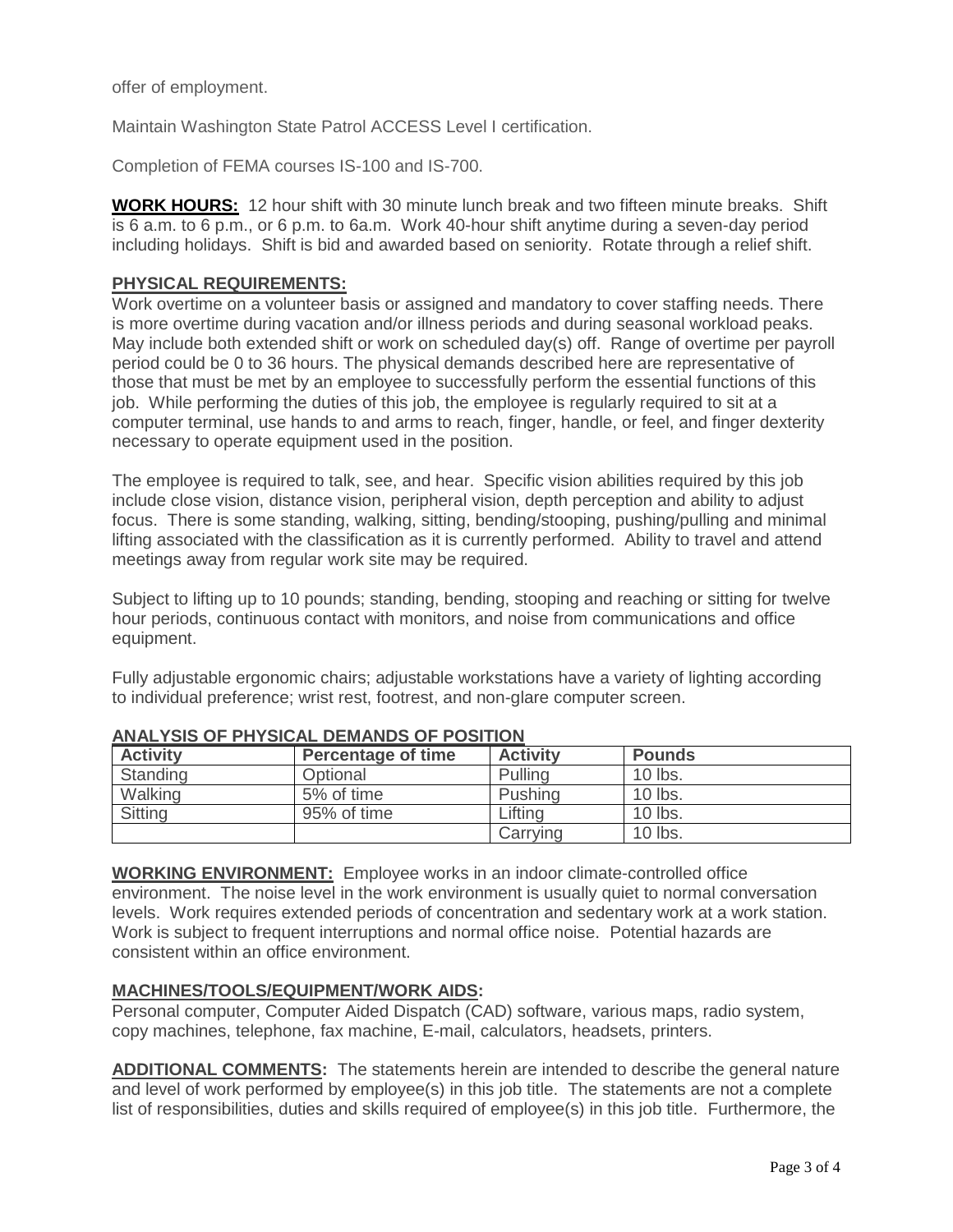offer of employment.

Maintain Washington State Patrol ACCESS Level I certification.

Completion of FEMA courses IS-100 and IS-700.

**WORK HOURS:** 12 hour shift with 30 minute lunch break and two fifteen minute breaks. Shift is 6 a.m. to 6 p.m., or 6 p.m. to 6a.m. Work 40-hour shift anytime during a seven-day period including holidays. Shift is bid and awarded based on seniority. Rotate through a relief shift.

**PHYSICAL REQUIREMENTS:**

Work overtime on a volunteer basis or assigned and mandatory to cover staffing needs. There is more overtime during vacation and/or illness periods and during seasonal workload peaks. May include both extended shift or work on scheduled day(s) off. Range of overtime per payroll period could be 0 to 36 hours. The physical demands described here are representative of those that must be met by an employee to successfully perform the essential functions of this job. While performing the duties of this job, the employee is regularly required to sit at a computer terminal, use hands to and arms to reach, finger, handle, or feel, and finger dexterity necessary to operate equipment used in the position.

The employee is required to talk, see, and hear. Specific vision abilities required by this job include close vision, distance vision, peripheral vision, depth perception and ability to adjust focus. There is some standing, walking, sitting, bending/stooping, pushing/pulling and minimal lifting associated with the classification as it is currently performed. Ability to travel and attend meetings away from regular work site may be required.

Subject to lifting up to 10 pounds; standing, bending, stooping and reaching or sitting for twelve hour periods, continuous contact with monitors, and noise from communications and office equipment.

Fully adjustable ergonomic chairs; adjustable workstations have a variety of lighting according to individual preference; wrist rest, footrest, and non-glare computer screen.

**ANALYSIS OF PHYSICAL DEMANDS OF POSITION**

| Activity | Percentage of time | Activity | Pounds |
|---|---|---|---|
| Standing | Optional | Pulling | 10 lbs. |
| Walking | 5% of time | Pushing | 10 lbs. |
| Sitting | 95% of time | Lifting | 10 lbs. |
| | | Carrying | 10 lbs. |

**WORKING ENVIRONMENT:** Employee works in an indoor climate-controlled office environment. The noise level in the work environment is usually quiet to normal conversation levels. Work requires extended periods of concentration and sedentary work at a work station. Work is subject to frequent interruptions and normal office noise. Potential hazards are consistent within an office environment.

**MACHINES/TOOLS/EQUIPMENT/WORK AIDS:**

Personal computer, Computer Aided Dispatch (CAD) software, various maps, radio system, copy machines, telephone, fax machine, E-mail, calculators, headsets, printers.

**ADDITIONAL COMMENTS:** The statements herein are intended to describe the general nature and level of work performed by employee(s) in this job title. The statements are not a complete list of responsibilities, duties and skills required of employee(s) in this job title. Furthermore, the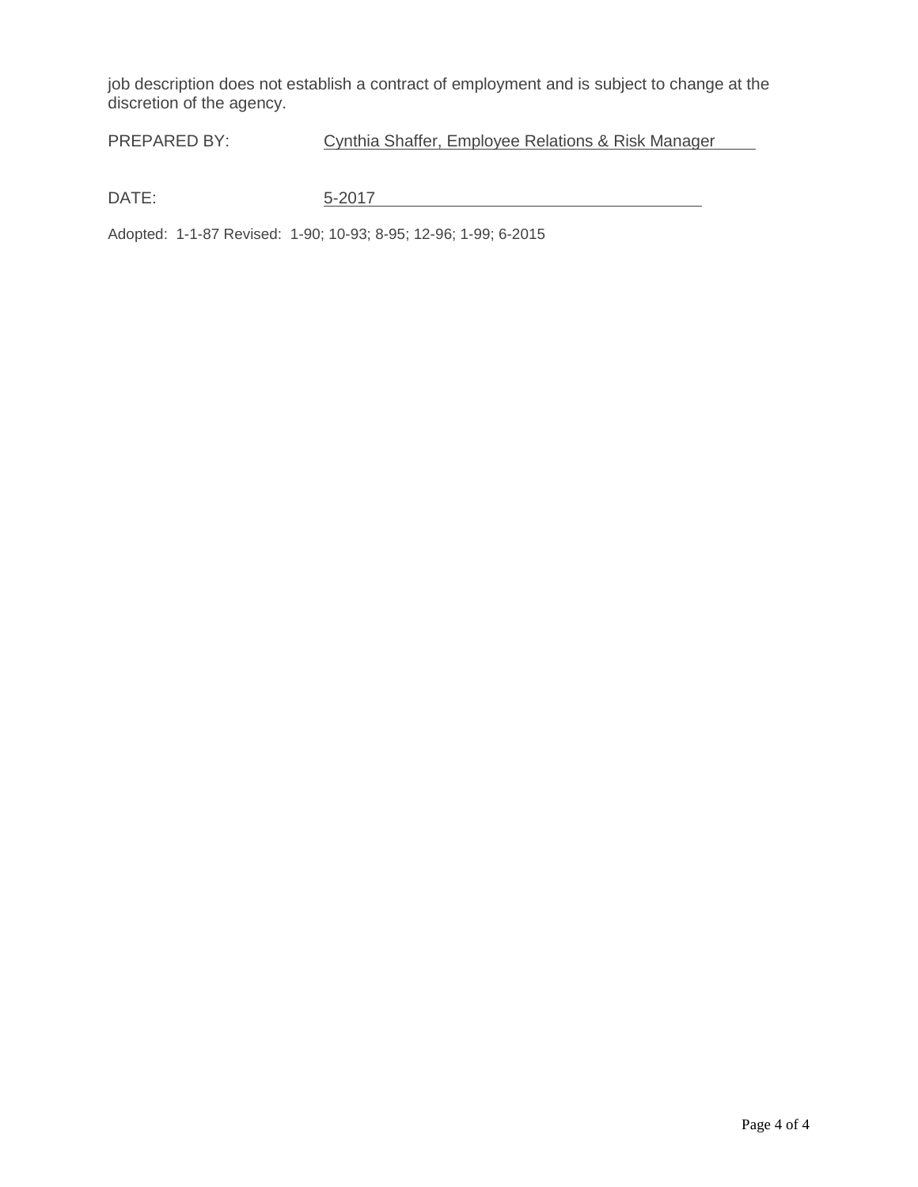job description does not establish a contract of employment and is subject to change at the discretion of the agency.

PREPARED BY: Cynthia Shaffer, Employee Relations & Risk Manager

DATE: 5-2017

Adopted: 1-1-87 Revised: 1-90; 10-93; 8-95; 12-96; 1-99; 6-2015